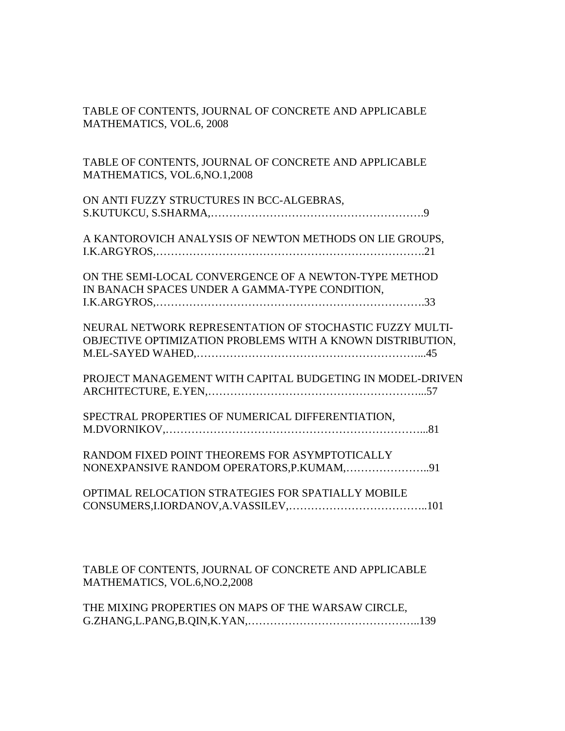# TABLE OF CONTENTS, JOURNAL OF CONCRETE AND APPLICABLE MATHEMATICS, VOL.6, 2008

## TABLE OF CONTENTS, JOURNAL OF CONCRETE AND APPLICABLE MATHEMATICS, VOL.6,NO.1,2008

ON ANTI FUZZY STRUCTURES IN BCC-ALGEBRAS, S.KUTUKCU, S.SHARMA,…………………………………………………….9

A KANTOROVICH ANALYSIS OF NEWTON METHODS ON LIE GROUPS, I.K.ARGYROS,……………………………………………………………….21

ON THE SEMI-LOCAL CONVERGENCE OF A NEWTON-TYPE METHOD IN BANACH SPACES UNDER A GAMMA-TYPE CONDITION, I.K.ARGYROS,……………………………………………………………….33

NEURAL NETWORK REPRESENTATION OF STOCHASTIC FUZZY MULTI-OBJECTIVE OPTIMIZATION PROBLEMS WITH A KNOWN DISTRIBUTION, M.EL-SAYED WAHED,…………………………………………………...45

PROJECT MANAGEMENT WITH CAPITAL BUDGETING IN MODEL-DRIVEN ARCHITECTURE, E.YEN,………………………………………………...57

SPECTRAL PROPERTIES OF NUMERICAL DIFFERENTIATION, M.DVORNIKOV,……………………………………………………………...81

RANDOM FIXED POINT THEOREMS FOR ASYMPTOTICALLY NONEXPANSIVE RANDOM OPERATORS,P.KUMAM,…………………..91

OPTIMAL RELOCATION STRATEGIES FOR SPATIALLY MOBILE CONSUMERS,I.IORDANOV,A.VASSILEV,………………………………..101

## TABLE OF CONTENTS, JOURNAL OF CONCRETE AND APPLICABLE MATHEMATICS, VOL.6,NO.2,2008

THE MIXING PROPERTIES ON MAPS OF THE WARSAW CIRCLE, G.ZHANG,L.PANG,B.QIN,K.YAN,………………………………………..139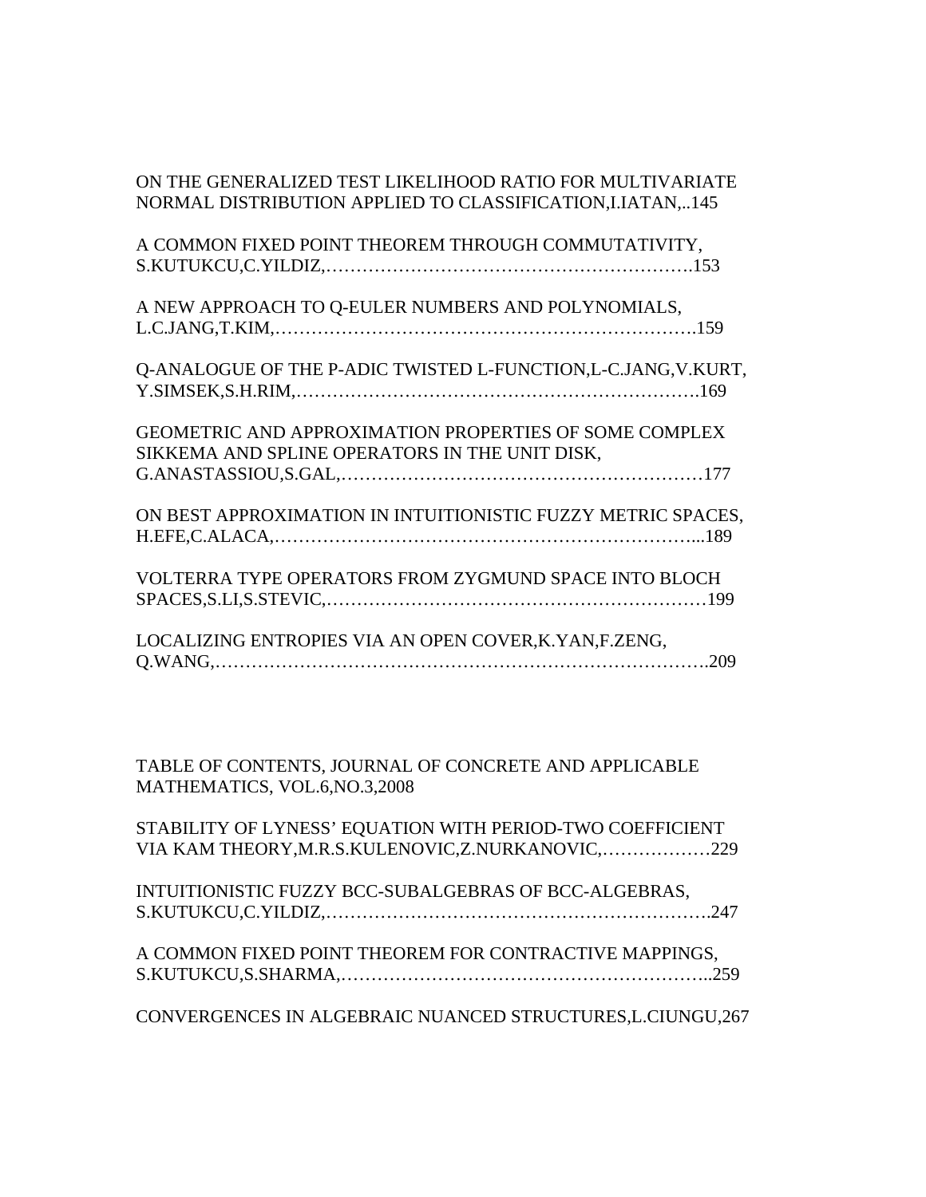ON THE GENERALIZED TEST LIKELIHOOD RATIO FOR MULTIVARIATE NORMAL DISTRIBUTION APPLIED TO CLASSIFICATION,I.IATAN,..145

A COMMON FIXED POINT THEOREM THROUGH COMMUTATIVITY, S.KUTUKCU,C.YILDIZ,…………………………………………………….153

A NEW APPROACH TO Q-EULER NUMBERS AND POLYNOMIALS, L.C.JANG,T.KIM,………………………………………………………….159

Q-ANALOGUE OF THE P-ADIC TWISTED L-FUNCTION,L-C.JANG,V.KURT, Y.SIMSEK,S.H.RIM,……………………………………………………….169

GEOMETRIC AND APPROXIMATION PROPERTIES OF SOME COMPLEX SIKKEMA AND SPLINE OPERATORS IN THE UNIT DISK, G.ANASTASSIOU,S.GAL,……………………………………………………177

ON BEST APPROXIMATION IN INTUITIONISTIC FUZZY METRIC SPACES, H.EFE,C.ALACA,…………………………………………………………...189

VOLTERRA TYPE OPERATORS FROM ZYGMUND SPACE INTO BLOCH SPACES,S.LI,S.STEVIC,……………………………………………………199

LOCALIZING ENTROPIES VIA AN OPEN COVER,K.YAN,F.ZENG, Q.WANG,……………………………………………………………………….209

TABLE OF CONTENTS, JOURNAL OF CONCRETE AND APPLICABLE MATHEMATICS, VOL.6,NO.3,2008

STABILITY OF LYNESS' EQUATION WITH PERIOD-TWO COEFFICIENT VIA KAM THEORY,M.R.S.KULENOVIC,Z.NURKANOVIC,………………229

INTUITIONISTIC FUZZY BCC-SUBALGEBRAS OF BCC-ALGEBRAS, S.KUTUKCU,C.YILDIZ,……………………………………………………..247

A COMMON FIXED POINT THEOREM FOR CONTRACTIVE MAPPINGS, S.KUTUKCU,S.SHARMA,……………………………………………………..259

CONVERGENCES IN ALGEBRAIC NUANCED STRUCTURES,L.CIUNGU,267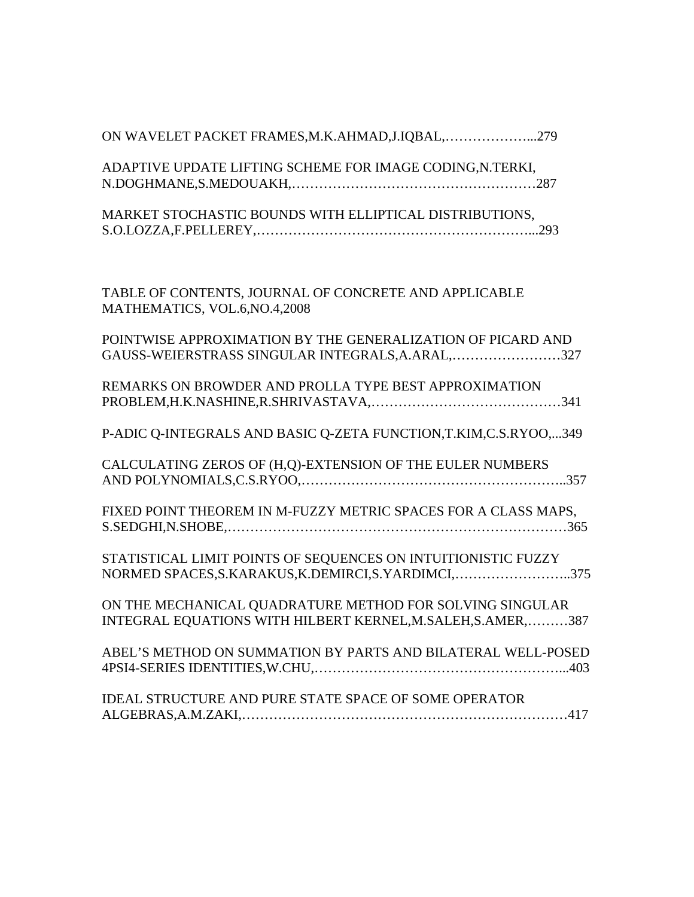ON WAVELET PACKET FRAMES,M.K.AHMAD,J.IQBAL,………………...279

ADAPTIVE UPDATE LIFTING SCHEME FOR IMAGE CODING,N.TERKI, N.DOGHMANE,S.MEDOUAKH,………………………………………………287

MARKET STOCHASTIC BOUNDS WITH ELLIPTICAL DISTRIBUTIONS, S.O.LOZZA,F.PELLEREY,…………………………………………………...293

TABLE OF CONTENTS, JOURNAL OF CONCRETE AND APPLICABLE MATHEMATICS, VOL.6,NO.4,2008

POINTWISE APPROXIMATION BY THE GENERALIZATION OF PICARD AND GAUSS-WEIERSTRASS SINGULAR INTEGRALS,A.ARAL,……………………327

REMARKS ON BROWDER AND PROLLA TYPE BEST APPROXIMATION PROBLEM,H.K.NASHINE,R.SHRIVASTAVA,……………………………………341

P-ADIC Q-INTEGRALS AND BASIC Q-ZETA FUNCTION,T.KIM,C.S.RYOO,...349

CALCULATING ZEROS OF (H,Q)-EXTENSION OF THE EULER NUMBERS AND POLYNOMIALS,C.S.RYOO,……………………………………………..357

FIXED POINT THEOREM IN M-FUZZY METRIC SPACES FOR A CLASS MAPS, S.SEDGHI,N.SHOBE,………………………………………………………………365

STATISTICAL LIMIT POINTS OF SEQUENCES ON INTUITIONISTIC FUZZY NORMED SPACES,S.KARAKUS,K.DEMIRCI,S.YARDIMCI,……………………..375

ON THE MECHANICAL QUADRATURE METHOD FOR SOLVING SINGULAR INTEGRAL EQUATIONS WITH HILBERT KERNEL,M.SALEH,S.AMER,………387

ABEL'S METHOD ON SUMMATION BY PARTS AND BILATERAL WELL-POSED 4PSI4-SERIES IDENTITIES,W.CHU,……………………………………………...403

IDEAL STRUCTURE AND PURE STATE SPACE OF SOME OPERATOR ALGEBRAS,A.M.ZAKI,……………………………………………………………417